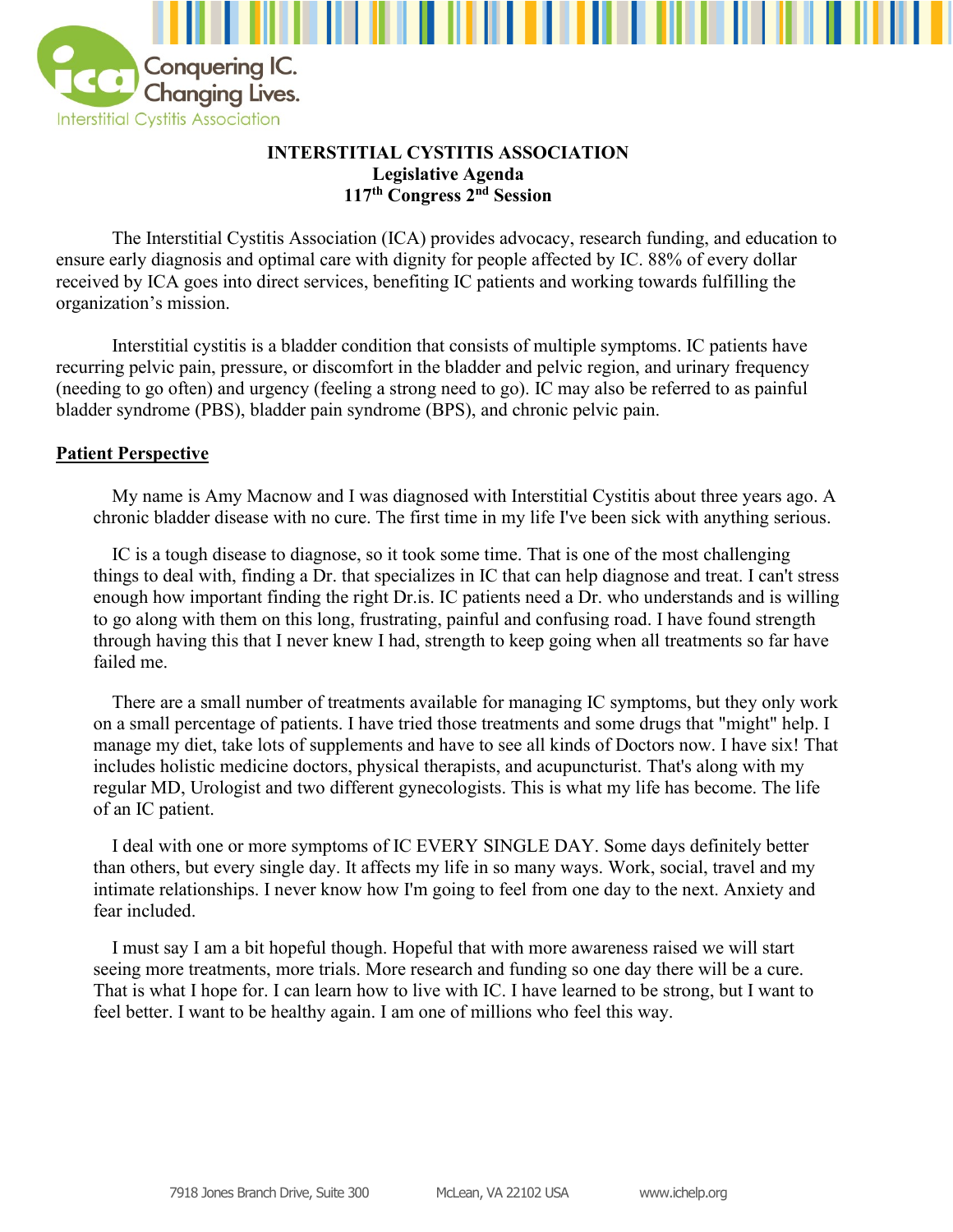Conquering IC. Changing Lives.
Interstitial Cystitis Association

# INTERSTITIAL CYSTITIS ASSOCIATION
## Legislative Agenda
## 117th Congress 2nd Session

The Interstitial Cystitis Association (ICA) provides advocacy, research funding, and education to ensure early diagnosis and optimal care with dignity for people affected by IC. 88% of every dollar received by ICA goes into direct services, benefiting IC patients and working towards fulfilling the organization's mission.

Interstitial cystitis is a bladder condition that consists of multiple symptoms. IC patients have recurring pelvic pain, pressure, or discomfort in the bladder and pelvic region, and urinary frequency (needing to go often) and urgency (feeling a strong need to go). IC may also be referred to as painful bladder syndrome (PBS), bladder pain syndrome (BPS), and chronic pelvic pain.

### Patient Perspective

My name is Amy Macnow and I was diagnosed with Interstitial Cystitis about three years ago. A chronic bladder disease with no cure. The first time in my life I've been sick with anything serious.

IC is a tough disease to diagnose, so it took some time. That is one of the most challenging things to deal with, finding a Dr. that specializes in IC that can help diagnose and treat. I can't stress enough how important finding the right Dr.is. IC patients need a Dr. who understands and is willing to go along with them on this long, frustrating, painful and confusing road. I have found strength through having this that I never knew I had, strength to keep going when all treatments so far have failed me.

There are a small number of treatments available for managing IC symptoms, but they only work on a small percentage of patients. I have tried those treatments and some drugs that "might" help. I manage my diet, take lots of supplements and have to see all kinds of Doctors now. I have six! That includes holistic medicine doctors, physical therapists, and acupuncturist. That's along with my regular MD, Urologist and two different gynecologists. This is what my life has become. The life of an IC patient.

I deal with one or more symptoms of IC EVERY SINGLE DAY. Some days definitely better than others, but every single day. It affects my life in so many ways. Work, social, travel and my intimate relationships. I never know how I'm going to feel from one day to the next. Anxiety and fear included.

I must say I am a bit hopeful though. Hopeful that with more awareness raised we will start seeing more treatments, more trials. More research and funding so one day there will be a cure. That is what I hope for. I can learn how to live with IC. I have learned to be strong, but I want to feel better. I want to be healthy again. I am one of millions who feel this way.

7918 Jones Branch Drive, Suite 300 McLean, VA 22102 USA www.ichelp.org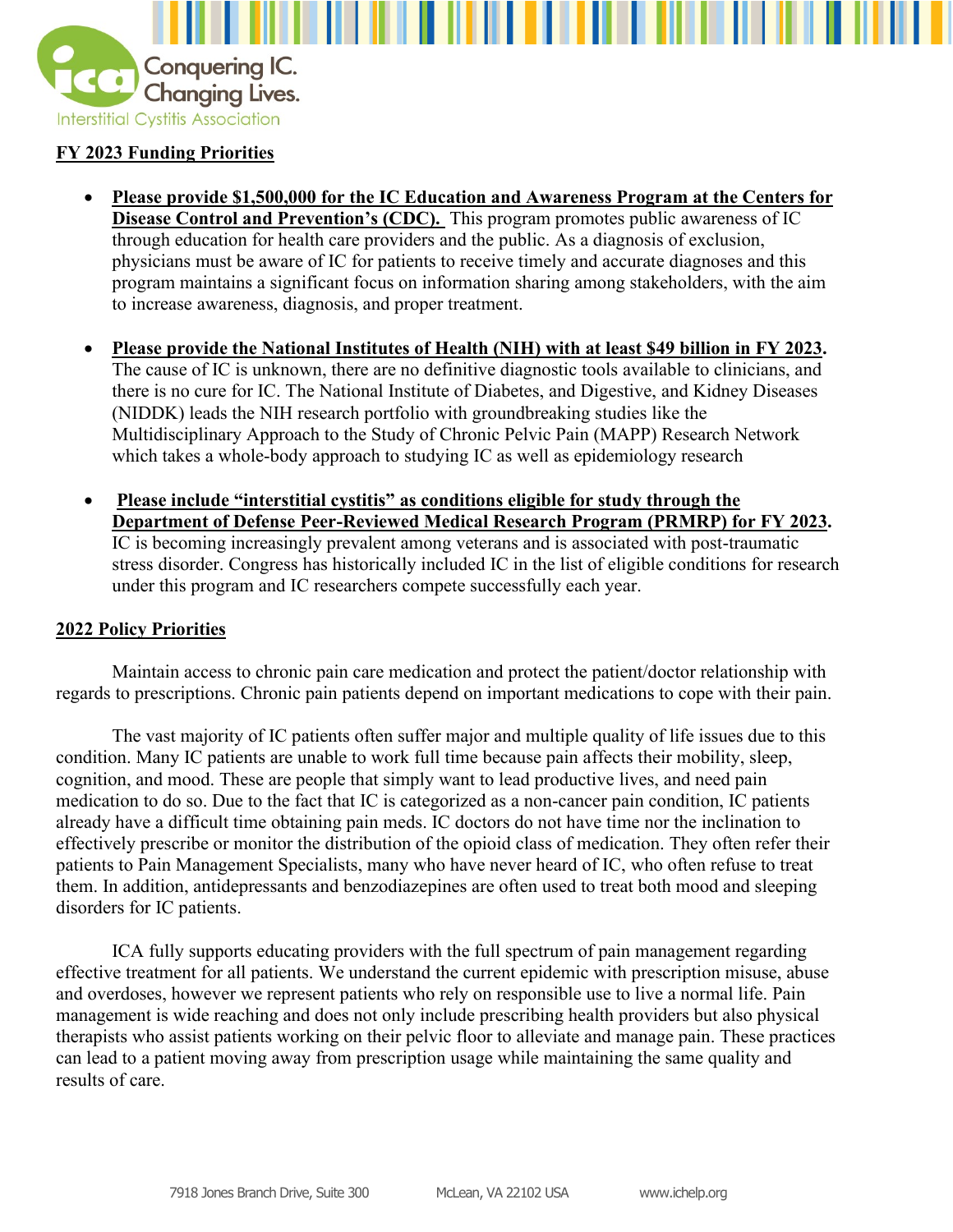Conquering IC. Changing Lives.
Interstitial Cystitis Association

**FY 2023 Funding Priorities**

- **Please provide $1,500,000 for the IC Education and Awareness Program at the Centers for Disease Control and Prevention's (CDC).** This program promotes public awareness of IC through education for health care providers and the public. As a diagnosis of exclusion, physicians must be aware of IC for patients to receive timely and accurate diagnoses and this program maintains a significant focus on information sharing among stakeholders, with the aim to increase awareness, diagnosis, and proper treatment.

- **Please provide the National Institutes of Health (NIH) with at least $49 billion in FY 2023.** The cause of IC is unknown, there are no definitive diagnostic tools available to clinicians, and there is no cure for IC. The National Institute of Diabetes, and Digestive, and Kidney Diseases (NIDDK) leads the NIH research portfolio with groundbreaking studies like the Multidisciplinary Approach to the Study of Chronic Pelvic Pain (MAPP) Research Network which takes a whole-body approach to studying IC as well as epidemiology research

- **Please include "interstitial cystitis" as conditions eligible for study through the Department of Defense Peer-Reviewed Medical Research Program (PRMRP) for FY 2023.** IC is becoming increasingly prevalent among veterans and is associated with post-traumatic stress disorder. Congress has historically included IC in the list of eligible conditions for research under this program and IC researchers compete successfully each year.

**2022 Policy Priorities**

Maintain access to chronic pain care medication and protect the patient/doctor relationship with regards to prescriptions. Chronic pain patients depend on important medications to cope with their pain.

The vast majority of IC patients often suffer major and multiple quality of life issues due to this condition. Many IC patients are unable to work full time because pain affects their mobility, sleep, cognition, and mood. These are people that simply want to lead productive lives, and need pain medication to do so. Due to the fact that IC is categorized as a non-cancer pain condition, IC patients already have a difficult time obtaining pain meds. IC doctors do not have time nor the inclination to effectively prescribe or monitor the distribution of the opioid class of medication. They often refer their patients to Pain Management Specialists, many who have never heard of IC, who often refuse to treat them. In addition, antidepressants and benzodiazepines are often used to treat both mood and sleeping disorders for IC patients.

ICA fully supports educating providers with the full spectrum of pain management regarding effective treatment for all patients. We understand the current epidemic with prescription misuse, abuse and overdoses, however we represent patients who rely on responsible use to live a normal life. Pain management is wide reaching and does not only include prescribing health providers but also physical therapists who assist patients working on their pelvic floor to alleviate and manage pain. These practices can lead to a patient moving away from prescription usage while maintaining the same quality and results of care.

7918 Jones Branch Drive, Suite 300 McLean, VA 22102 USA www.ichelp.org